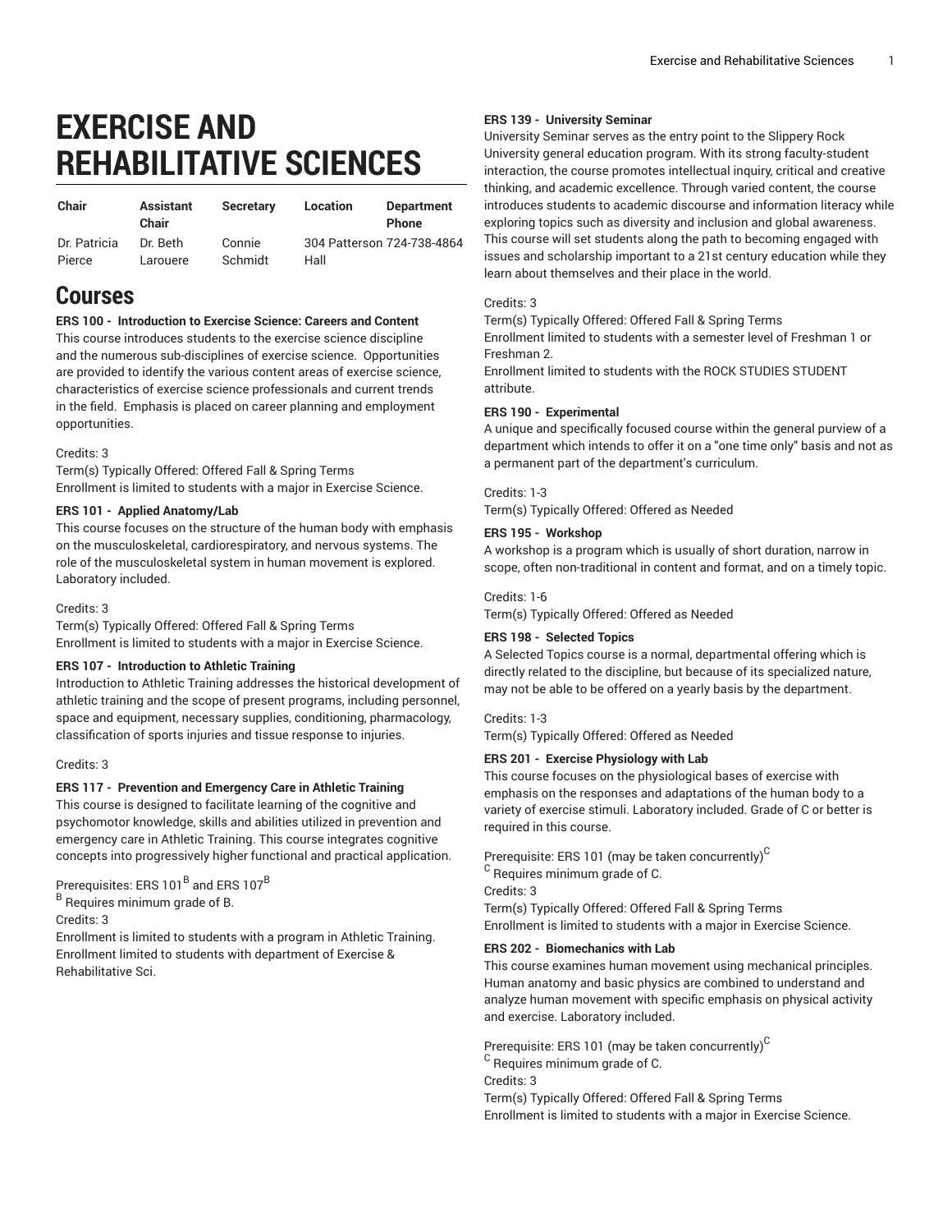# EXERCISE AND REHABILITATIVE SCIENCES

| Chair | Assistant Chair | Secretary | Location | Department Phone |
|---|---|---|---|---|
| Dr. Patricia Pierce | Dr. Beth Larouere | Connie Schmidt | 304 Patterson Hall | 724-738-4864 |

## Courses

**ERS 100 - Introduction to Exercise Science: Careers and Content**
This course introduces students to the exercise science discipline and the numerous sub-disciplines of exercise science. Opportunities are provided to identify the various content areas of exercise science, characteristics of exercise science professionals and current trends in the field. Emphasis is placed on career planning and employment opportunities.

Credits: 3
Term(s) Typically Offered: Offered Fall & Spring Terms
Enrollment is limited to students with a major in Exercise Science.

**ERS 101 - Applied Anatomy/Lab**
This course focuses on the structure of the human body with emphasis on the musculoskeletal, cardiorespiratory, and nervous systems. The role of the musculoskeletal system in human movement is explored. Laboratory included.

Credits: 3
Term(s) Typically Offered: Offered Fall & Spring Terms
Enrollment is limited to students with a major in Exercise Science.

**ERS 107 - Introduction to Athletic Training**
Introduction to Athletic Training addresses the historical development of athletic training and the scope of present programs, including personnel, space and equipment, necessary supplies, conditioning, pharmacology, classification of sports injuries and tissue response to injuries.

Credits: 3

**ERS 117 - Prevention and Emergency Care in Athletic Training**
This course is designed to facilitate learning of the cognitive and psychomotor knowledge, skills and abilities utilized in prevention and emergency care in Athletic Training. This course integrates cognitive concepts into progressively higher functional and practical application.

Prerequisites: ERS 101[B] and ERS 107[B]
[B] Requires minimum grade of B.
Credits: 3
Enrollment is limited to students with a program in Athletic Training.
Enrollment limited to students with department of Exercise & Rehabilitative Sci.

**ERS 139 - University Seminar**
University Seminar serves as the entry point to the Slippery Rock University general education program. With its strong faculty-student interaction, the course promotes intellectual inquiry, critical and creative thinking, and academic excellence. Through varied content, the course introduces students to academic discourse and information literacy while exploring topics such as diversity and inclusion and global awareness. This course will set students along the path to becoming engaged with issues and scholarship important to a 21st century education while they learn about themselves and their place in the world.

Credits: 3
Term(s) Typically Offered: Offered Fall & Spring Terms
Enrollment limited to students with a semester level of Freshman 1 or Freshman 2.
Enrollment limited to students with the ROCK STUDIES STUDENT attribute.

**ERS 190 - Experimental**
A unique and specifically focused course within the general purview of a department which intends to offer it on a "one time only" basis and not as a permanent part of the department's curriculum.

Credits: 1-3
Term(s) Typically Offered: Offered as Needed

**ERS 195 - Workshop**
A workshop is a program which is usually of short duration, narrow in scope, often non-traditional in content and format, and on a timely topic.

Credits: 1-6
Term(s) Typically Offered: Offered as Needed

**ERS 198 - Selected Topics**
A Selected Topics course is a normal, departmental offering which is directly related to the discipline, but because of its specialized nature, may not be able to be offered on a yearly basis by the department.

Credits: 1-3
Term(s) Typically Offered: Offered as Needed

**ERS 201 - Exercise Physiology with Lab**
This course focuses on the physiological bases of exercise with emphasis on the responses and adaptations of the human body to a variety of exercise stimuli. Laboratory included. Grade of C or better is required in this course.

Prerequisite: ERS 101 (may be taken concurrently)[C]
[C] Requires minimum grade of C.
Credits: 3
Term(s) Typically Offered: Offered Fall & Spring Terms
Enrollment is limited to students with a major in Exercise Science.

**ERS 202 - Biomechanics with Lab**
This course examines human movement using mechanical principles. Human anatomy and basic physics are combined to understand and analyze human movement with specific emphasis on physical activity and exercise. Laboratory included.

Prerequisite: ERS 101 (may be taken concurrently)[C]
[C] Requires minimum grade of C.
Credits: 3
Term(s) Typically Offered: Offered Fall & Spring Terms
Enrollment is limited to students with a major in Exercise Science.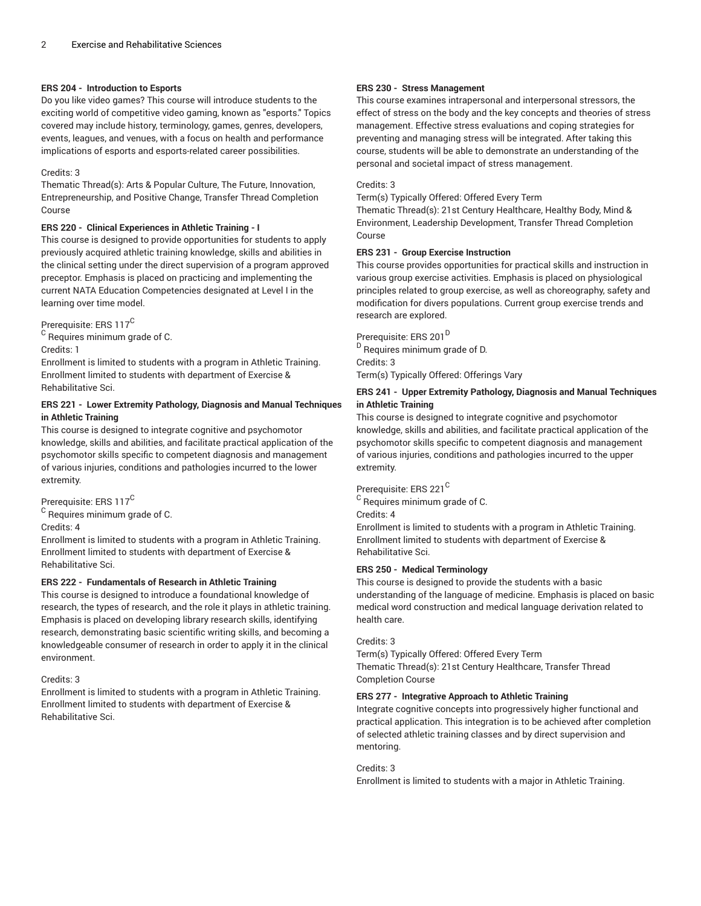### ERS 204 - Introduction to Esports

Do you like video games? This course will introduce students to the exciting world of competitive video gaming, known as "esports." Topics covered may include history, terminology, games, genres, developers, events, leagues, and venues, with a focus on health and performance implications of esports and esports-related career possibilities.

Credits: 3

Thematic Thread(s): Arts & Popular Culture, The Future, Innovation, Entrepreneurship, and Positive Change, Transfer Thread Completion Course

### ERS 220 - Clinical Experiences in Athletic Training - I

This course is designed to provide opportunities for students to apply previously acquired athletic training knowledge, skills and abilities in the clinical setting under the direct supervision of a program approved preceptor. Emphasis is placed on practicing and implementing the current NATA Education Competencies designated at Level I in the learning over time model.

Prerequisite: ERS 117[C]

[C] Requires minimum grade of C.

Credits: 1

Enrollment is limited to students with a program in Athletic Training. Enrollment limited to students with department of Exercise & Rehabilitative Sci.

### ERS 221 - Lower Extremity Pathology, Diagnosis and Manual Techniques in Athletic Training

This course is designed to integrate cognitive and psychomotor knowledge, skills and abilities, and facilitate practical application of the psychomotor skills specific to competent diagnosis and management of various injuries, conditions and pathologies incurred to the lower extremity.

Prerequisite: ERS 117[C]

[C] Requires minimum grade of C.

Credits: 4

Enrollment is limited to students with a program in Athletic Training. Enrollment limited to students with department of Exercise & Rehabilitative Sci.

### ERS 222 - Fundamentals of Research in Athletic Training

This course is designed to introduce a foundational knowledge of research, the types of research, and the role it plays in athletic training. Emphasis is placed on developing library research skills, identifying research, demonstrating basic scientific writing skills, and becoming a knowledgeable consumer of research in order to apply it in the clinical environment.

Credits: 3

Enrollment is limited to students with a program in Athletic Training. Enrollment limited to students with department of Exercise & Rehabilitative Sci.

### ERS 230 - Stress Management

This course examines intrapersonal and interpersonal stressors, the effect of stress on the body and the key concepts and theories of stress management. Effective stress evaluations and coping strategies for preventing and managing stress will be integrated. After taking this course, students will be able to demonstrate an understanding of the personal and societal impact of stress management.

Credits: 3

Term(s) Typically Offered: Offered Every Term

Thematic Thread(s): 21st Century Healthcare, Healthy Body, Mind & Environment, Leadership Development, Transfer Thread Completion Course

### ERS 231 - Group Exercise Instruction

This course provides opportunities for practical skills and instruction in various group exercise activities. Emphasis is placed on physiological principles related to group exercise, as well as choreography, safety and modification for divers populations. Current group exercise trends and research are explored.

Prerequisite: ERS 201[D]

[D] Requires minimum grade of D.

Credits: 3

Term(s) Typically Offered: Offerings Vary

### ERS 241 - Upper Extremity Pathology, Diagnosis and Manual Techniques in Athletic Training

This course is designed to integrate cognitive and psychomotor knowledge, skills and abilities, and facilitate practical application of the psychomotor skills specific to competent diagnosis and management of various injuries, conditions and pathologies incurred to the upper extremity.

Prerequisite: ERS 221[C]

[C] Requires minimum grade of C.

Credits: 4

Enrollment is limited to students with a program in Athletic Training. Enrollment limited to students with department of Exercise & Rehabilitative Sci.

### ERS 250 - Medical Terminology

This course is designed to provide the students with a basic understanding of the language of medicine. Emphasis is placed on basic medical word construction and medical language derivation related to health care.

Credits: 3

Term(s) Typically Offered: Offered Every Term

Thematic Thread(s): 21st Century Healthcare, Transfer Thread Completion Course

### ERS 277 - Integrative Approach to Athletic Training

Integrate cognitive concepts into progressively higher functional and practical application. This integration is to be achieved after completion of selected athletic training classes and by direct supervision and mentoring.

Credits: 3

Enrollment is limited to students with a major in Athletic Training.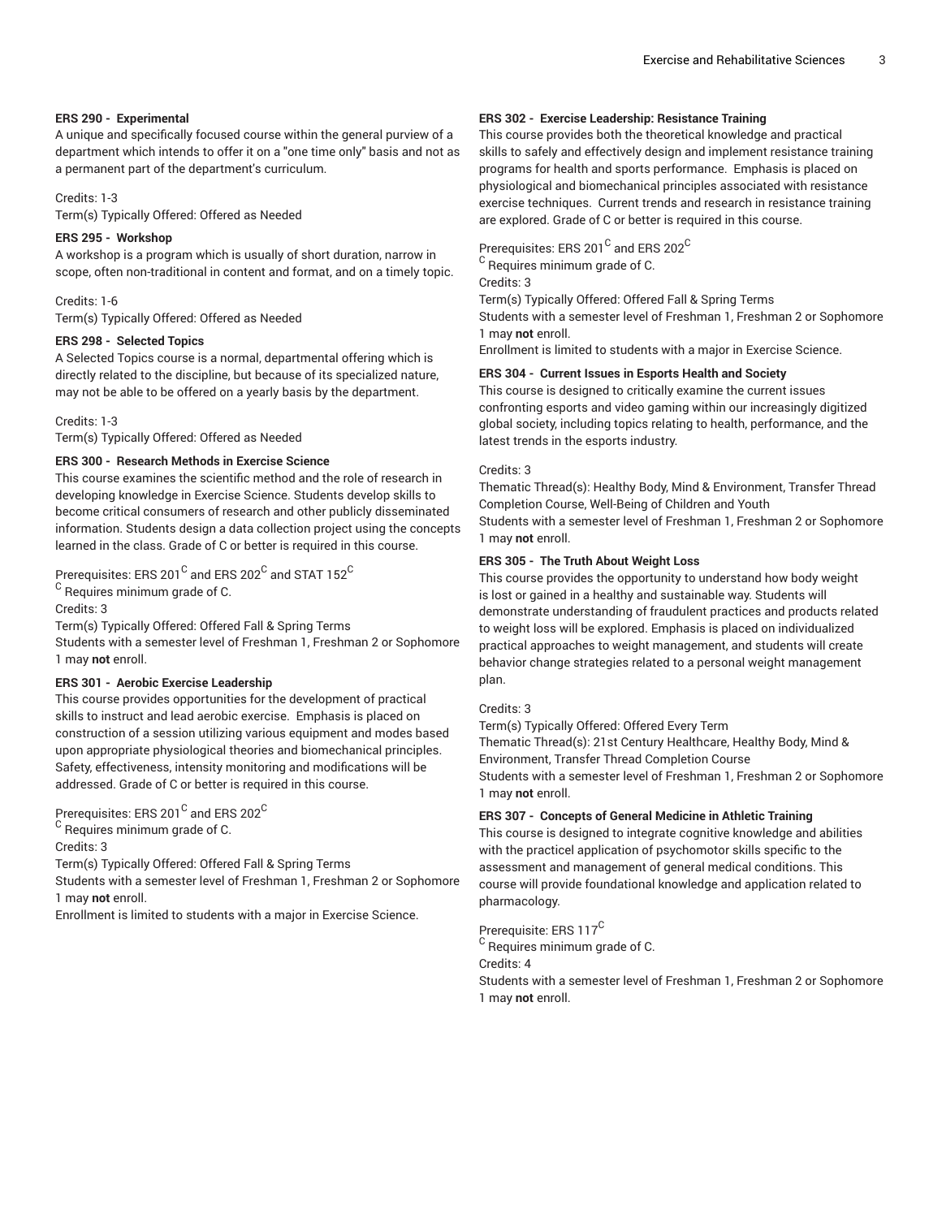**ERS 290 - Experimental**

A unique and specifically focused course within the general purview of a department which intends to offer it on a "one time only" basis and not as a permanent part of the department's curriculum.

Credits: 1-3
Term(s) Typically Offered: Offered as Needed

**ERS 295 - Workshop**

A workshop is a program which is usually of short duration, narrow in scope, often non-traditional in content and format, and on a timely topic.

Credits: 1-6
Term(s) Typically Offered: Offered as Needed

**ERS 298 - Selected Topics**

A Selected Topics course is a normal, departmental offering which is directly related to the discipline, but because of its specialized nature, may not be able to be offered on a yearly basis by the department.

Credits: 1-3
Term(s) Typically Offered: Offered as Needed

**ERS 300 - Research Methods in Exercise Science**

This course examines the scientific method and the role of research in developing knowledge in Exercise Science. Students develop skills to become critical consumers of research and other publicly disseminated information. Students design a data collection project using the concepts learned in the class. Grade of C or better is required in this course.

Prerequisites: ERS 201[C] and ERS 202[C] and STAT 152[C]
[C] Requires minimum grade of C.
Credits: 3
Term(s) Typically Offered: Offered Fall & Spring Terms
Students with a semester level of Freshman 1, Freshman 2 or Sophomore 1 may **not** enroll.

**ERS 301 - Aerobic Exercise Leadership**

This course provides opportunities for the development of practical skills to instruct and lead aerobic exercise. Emphasis is placed on construction of a session utilizing various equipment and modes based upon appropriate physiological theories and biomechanical principles. Safety, effectiveness, intensity monitoring and modifications will be addressed. Grade of C or better is required in this course.

Prerequisites: ERS 201[C] and ERS 202[C]
[C] Requires minimum grade of C.
Credits: 3
Term(s) Typically Offered: Offered Fall & Spring Terms
Students with a semester level of Freshman 1, Freshman 2 or Sophomore 1 may **not** enroll.
Enrollment is limited to students with a major in Exercise Science.

**ERS 302 - Exercise Leadership: Resistance Training**

This course provides both the theoretical knowledge and practical skills to safely and effectively design and implement resistance training programs for health and sports performance. Emphasis is placed on physiological and biomechanical principles associated with resistance exercise techniques. Current trends and research in resistance training are explored. Grade of C or better is required in this course.

Prerequisites: ERS 201[C] and ERS 202[C]
[C] Requires minimum grade of C.
Credits: 3
Term(s) Typically Offered: Offered Fall & Spring Terms
Students with a semester level of Freshman 1, Freshman 2 or Sophomore 1 may **not** enroll.
Enrollment is limited to students with a major in Exercise Science.

**ERS 304 - Current Issues in Esports Health and Society**

This course is designed to critically examine the current issues confronting esports and video gaming within our increasingly digitized global society, including topics relating to health, performance, and the latest trends in the esports industry.

Credits: 3
Thematic Thread(s): Healthy Body, Mind & Environment, Transfer Thread Completion Course, Well-Being of Children and Youth
Students with a semester level of Freshman 1, Freshman 2 or Sophomore 1 may **not** enroll.

**ERS 305 - The Truth About Weight Loss**

This course provides the opportunity to understand how body weight is lost or gained in a healthy and sustainable way. Students will demonstrate understanding of fraudulent practices and products related to weight loss will be explored. Emphasis is placed on individualized practical approaches to weight management, and students will create behavior change strategies related to a personal weight management plan.

Credits: 3
Term(s) Typically Offered: Offered Every Term
Thematic Thread(s): 21st Century Healthcare, Healthy Body, Mind & Environment, Transfer Thread Completion Course
Students with a semester level of Freshman 1, Freshman 2 or Sophomore 1 may **not** enroll.

**ERS 307 - Concepts of General Medicine in Athletic Training**

This course is designed to integrate cognitive knowledge and abilities with the practicel application of psychomotor skills specific to the assessment and management of general medical conditions. This course will provide foundational knowledge and application related to pharmacology.

Prerequisite: ERS 117[C]
[C] Requires minimum grade of C.
Credits: 4
Students with a semester level of Freshman 1, Freshman 2 or Sophomore 1 may **not** enroll.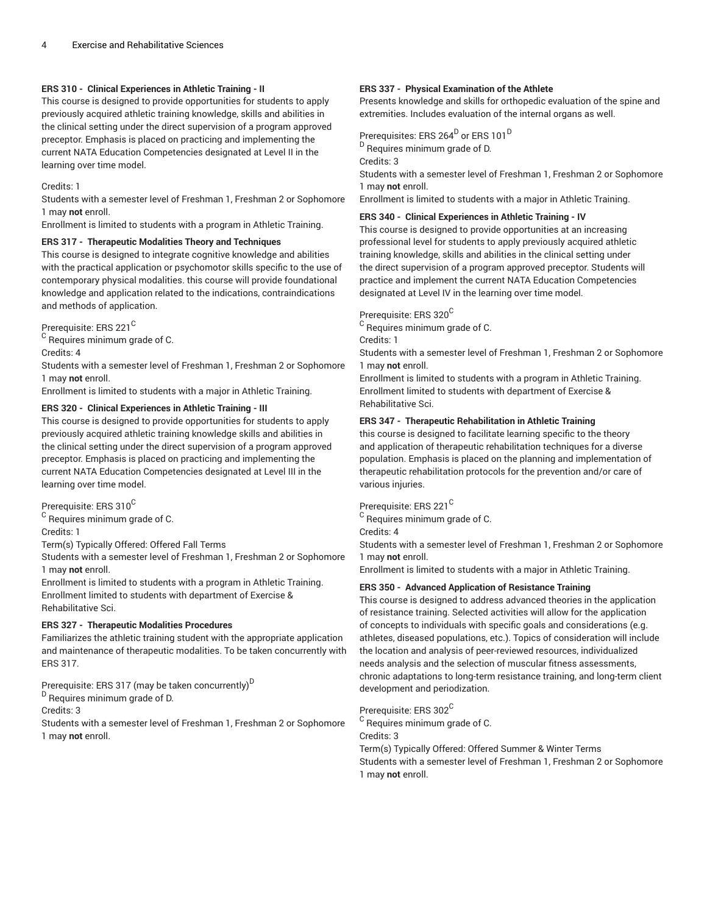#### ERS 310 - Clinical Experiences in Athletic Training - II

This course is designed to provide opportunities for students to apply previously acquired athletic training knowledge, skills and abilities in the clinical setting under the direct supervision of a program approved preceptor. Emphasis is placed on practicing and implementing the current NATA Education Competencies designated at Level II in the learning over time model.

Credits: 1

Students with a semester level of Freshman 1, Freshman 2 or Sophomore 1 may **not** enroll.

Enrollment is limited to students with a program in Athletic Training.

#### ERS 317 - Therapeutic Modalities Theory and Techniques

This course is designed to integrate cognitive knowledge and abilities with the practical application or psychomotor skills specific to the use of contemporary physical modalities. this course will provide foundational knowledge and application related to the indications, contraindications and methods of application.

Prerequisite: ERS 221[C]

[C] Requires minimum grade of C.

Credits: 4

Students with a semester level of Freshman 1, Freshman 2 or Sophomore 1 may **not** enroll.

Enrollment is limited to students with a major in Athletic Training.

#### ERS 320 - Clinical Experiences in Athletic Training - III

This course is designed to provide opportunities for students to apply previously acquired athletic training knowledge skills and abilities in the clinical setting under the direct supervision of a program approved preceptor. Emphasis is placed on practicing and implementing the current NATA Education Competencies designated at Level III in the learning over time model.

Prerequisite: ERS 310[C]

[C] Requires minimum grade of C.

Credits: 1

Term(s) Typically Offered: Offered Fall Terms

Students with a semester level of Freshman 1, Freshman 2 or Sophomore 1 may **not** enroll.

Enrollment is limited to students with a program in Athletic Training.
Enrollment limited to students with department of Exercise & Rehabilitative Sci.

#### ERS 327 - Therapeutic Modalities Procedures

Familiarizes the athletic training student with the appropriate application and maintenance of therapeutic modalities. To be taken concurrently with ERS 317.

Prerequisite: ERS 317 (may be taken concurrently)[D]

[D] Requires minimum grade of D.

Credits: 3

Students with a semester level of Freshman 1, Freshman 2 or Sophomore 1 may **not** enroll.

#### ERS 337 - Physical Examination of the Athlete

Presents knowledge and skills for orthopedic evaluation of the spine and extremities. Includes evaluation of the internal organs as well.

Prerequisites: ERS 264[D] or ERS 101[D]

[D] Requires minimum grade of D.

Credits: 3

Students with a semester level of Freshman 1, Freshman 2 or Sophomore 1 may **not** enroll.

Enrollment is limited to students with a major in Athletic Training.

#### ERS 340 - Clinical Experiences in Athletic Training - IV

This course is designed to provide opportunities at an increasing professional level for students to apply previously acquired athletic training knowledge, skills and abilities in the clinical setting under the direct supervision of a program approved preceptor. Students will practice and implement the current NATA Education Competencies designated at Level IV in the learning over time model.

Prerequisite: ERS 320[C]

[C] Requires minimum grade of C.

Credits: 1

Students with a semester level of Freshman 1, Freshman 2 or Sophomore 1 may **not** enroll.

Enrollment is limited to students with a program in Athletic Training.
Enrollment limited to students with department of Exercise & Rehabilitative Sci.

#### ERS 347 - Therapeutic Rehabilitation in Athletic Training

this course is designed to facilitate learning specific to the theory and application of therapeutic rehabilitation techniques for a diverse population. Emphasis is placed on the planning and implementation of therapeutic rehabilitation protocols for the prevention and/or care of various injuries.

Prerequisite: ERS 221[C]

[C] Requires minimum grade of C.

Credits: 4

Students with a semester level of Freshman 1, Freshman 2 or Sophomore 1 may **not** enroll.

Enrollment is limited to students with a major in Athletic Training.

#### ERS 350 - Advanced Application of Resistance Training

This course is designed to address advanced theories in the application of resistance training. Selected activities will allow for the application of concepts to individuals with specific goals and considerations (e.g. athletes, diseased populations, etc.). Topics of consideration will include the location and analysis of peer-reviewed resources, individualized needs analysis and the selection of muscular fitness assessments, chronic adaptations to long-term resistance training, and long-term client development and periodization.

Prerequisite: ERS 302[C]

[C] Requires minimum grade of C.

Credits: 3

Term(s) Typically Offered: Offered Summer & Winter Terms

Students with a semester level of Freshman 1, Freshman 2 or Sophomore 1 may **not** enroll.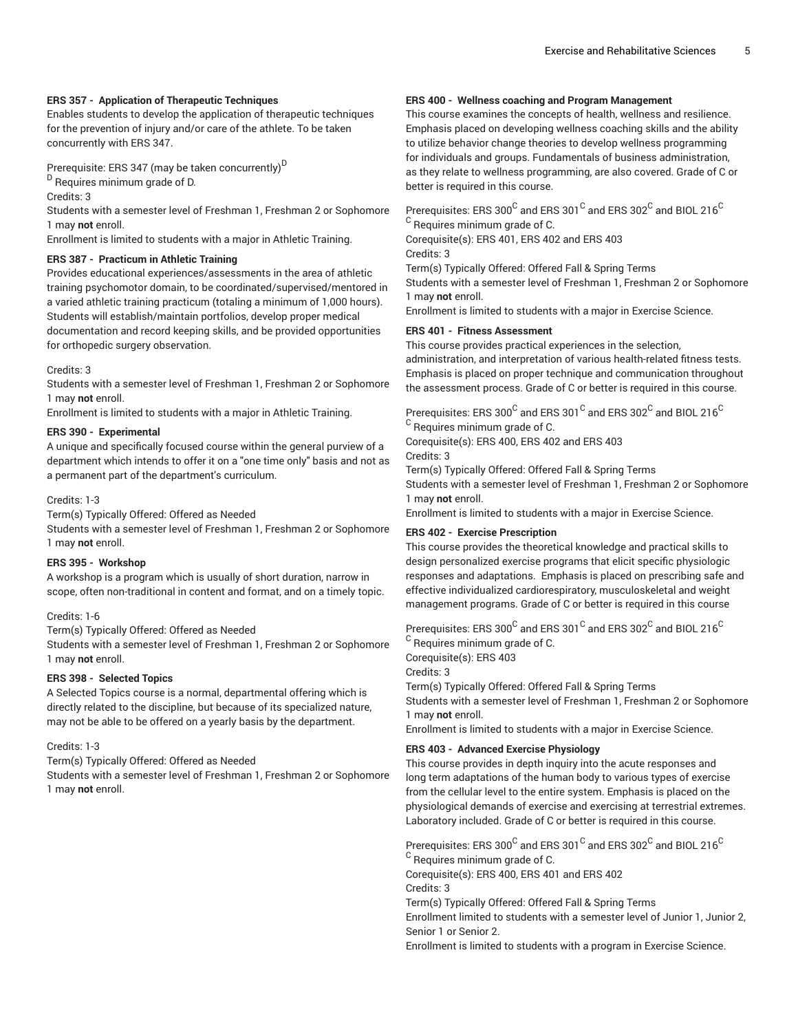### ERS 357 - Application of Therapeutic Techniques

Enables students to develop the application of therapeutic techniques for the prevention of injury and/or care of the athlete. To be taken concurrently with ERS 347.

Prerequisite: ERS 347 (may be taken concurrently)[D]

[D] Requires minimum grade of D.

Credits: 3

Students with a semester level of Freshman 1, Freshman 2 or Sophomore 1 may **not** enroll.

Enrollment is limited to students with a major in Athletic Training.

### ERS 387 - Practicum in Athletic Training

Provides educational experiences/assessments in the area of athletic training psychomotor domain, to be coordinated/supervised/mentored in a varied athletic training practicum (totaling a minimum of 1,000 hours). Students will establish/maintain portfolios, develop proper medical documentation and record keeping skills, and be provided opportunities for orthopedic surgery observation.

Credits: 3

Students with a semester level of Freshman 1, Freshman 2 or Sophomore 1 may **not** enroll.

Enrollment is limited to students with a major in Athletic Training.

### ERS 390 - Experimental

A unique and specifically focused course within the general purview of a department which intends to offer it on a "one time only" basis and not as a permanent part of the department's curriculum.

Credits: 1-3

Term(s) Typically Offered: Offered as Needed

Students with a semester level of Freshman 1, Freshman 2 or Sophomore 1 may **not** enroll.

### ERS 395 - Workshop

A workshop is a program which is usually of short duration, narrow in scope, often non-traditional in content and format, and on a timely topic.

Credits: 1-6

Term(s) Typically Offered: Offered as Needed

Students with a semester level of Freshman 1, Freshman 2 or Sophomore 1 may **not** enroll.

### ERS 398 - Selected Topics

A Selected Topics course is a normal, departmental offering which is directly related to the discipline, but because of its specialized nature, may not be able to be offered on a yearly basis by the department.

Credits: 1-3

Term(s) Typically Offered: Offered as Needed

Students with a semester level of Freshman 1, Freshman 2 or Sophomore 1 may **not** enroll.

### ERS 400 - Wellness coaching and Program Management

This course examines the concepts of health, wellness and resilience. Emphasis placed on developing wellness coaching skills and the ability to utilize behavior change theories to develop wellness programming for individuals and groups. Fundamentals of business administration, as they relate to wellness programming, are also covered. Grade of C or better is required in this course.

Prerequisites: ERS 300[C] and ERS 301[C] and ERS 302[C] and BIOL 216[C]

[C] Requires minimum grade of C.

Corequisite(s): ERS 401, ERS 402 and ERS 403

Credits: 3

Term(s) Typically Offered: Offered Fall & Spring Terms

Students with a semester level of Freshman 1, Freshman 2 or Sophomore 1 may **not** enroll.

Enrollment is limited to students with a major in Exercise Science.

### ERS 401 - Fitness Assessment

This course provides practical experiences in the selection, administration, and interpretation of various health-related fitness tests. Emphasis is placed on proper technique and communication throughout the assessment process. Grade of C or better is required in this course.

Prerequisites: ERS 300[C] and ERS 301[C] and ERS 302[C] and BIOL 216[C]

[C] Requires minimum grade of C.

Corequisite(s): ERS 400, ERS 402 and ERS 403

Credits: 3

Term(s) Typically Offered: Offered Fall & Spring Terms

Students with a semester level of Freshman 1, Freshman 2 or Sophomore 1 may **not** enroll.

Enrollment is limited to students with a major in Exercise Science.

### ERS 402 - Exercise Prescription

This course provides the theoretical knowledge and practical skills to design personalized exercise programs that elicit specific physiologic responses and adaptations. Emphasis is placed on prescribing safe and effective individualized cardiorespiratory, musculoskeletal and weight management programs. Grade of C or better is required in this course

Prerequisites: ERS 300[C] and ERS 301[C] and ERS 302[C] and BIOL 216[C]

[C] Requires minimum grade of C.

Corequisite(s): ERS 403

Credits: 3

Term(s) Typically Offered: Offered Fall & Spring Terms

Students with a semester level of Freshman 1, Freshman 2 or Sophomore 1 may **not** enroll.

Enrollment is limited to students with a major in Exercise Science.

### ERS 403 - Advanced Exercise Physiology

This course provides in depth inquiry into the acute responses and long term adaptations of the human body to various types of exercise from the cellular level to the entire system. Emphasis is placed on the physiological demands of exercise and exercising at terrestrial extremes. Laboratory included. Grade of C or better is required in this course.

Prerequisites: ERS 300[C] and ERS 301[C] and ERS 302[C] and BIOL 216[C]

[C] Requires minimum grade of C.

Corequisite(s): ERS 400, ERS 401 and ERS 402

Credits: 3

Term(s) Typically Offered: Offered Fall & Spring Terms

Enrollment limited to students with a semester level of Junior 1, Junior 2, Senior 1 or Senior 2.

Enrollment is limited to students with a program in Exercise Science.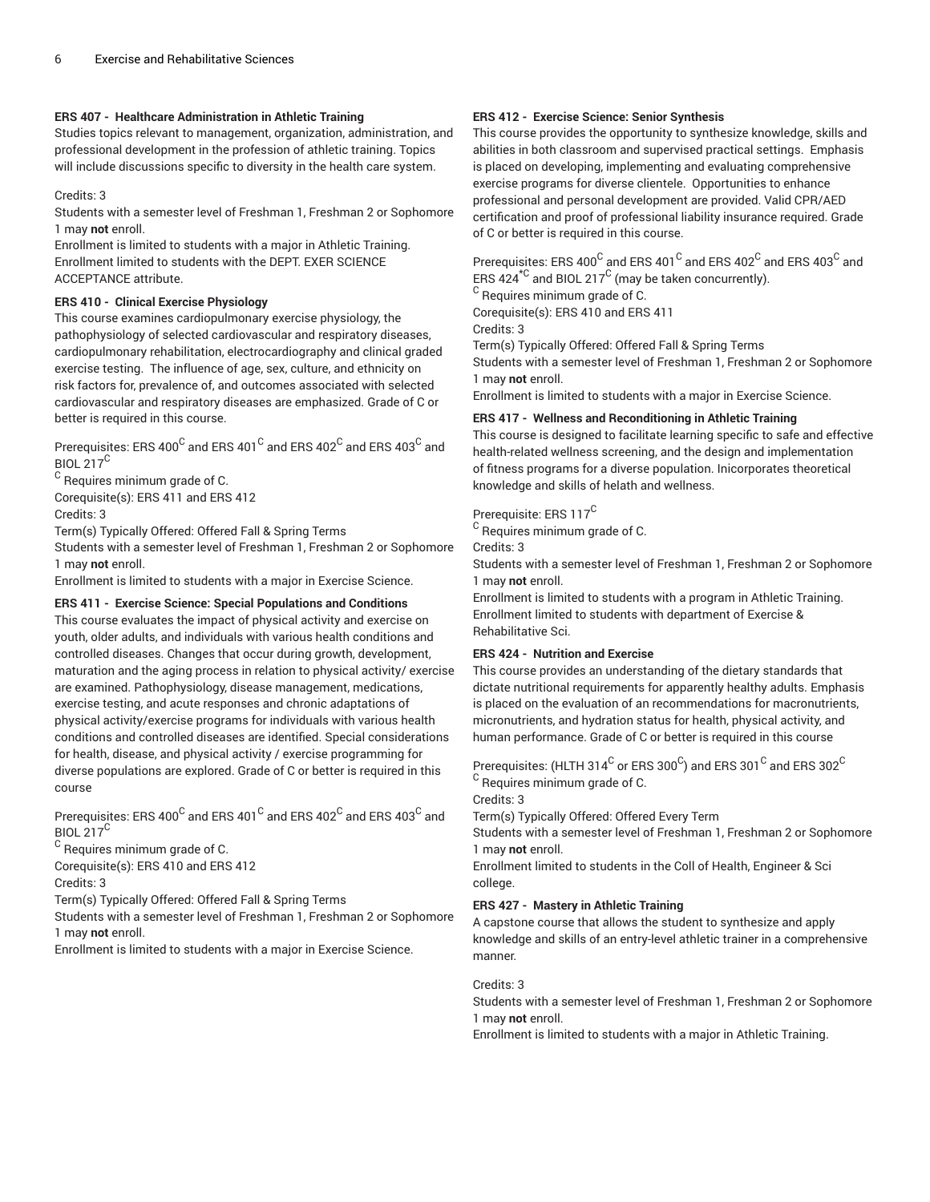### ERS 407 - Healthcare Administration in Athletic Training

Studies topics relevant to management, organization, administration, and professional development in the profession of athletic training. Topics will include discussions specific to diversity in the health care system.

Credits: 3

Students with a semester level of Freshman 1, Freshman 2 or Sophomore 1 may **not** enroll.

Enrollment is limited to students with a major in Athletic Training.

Enrollment limited to students with the DEPT. EXER SCIENCE ACCEPTANCE attribute.

### ERS 410 - Clinical Exercise Physiology

This course examines cardiopulmonary exercise physiology, the pathophysiology of selected cardiovascular and respiratory diseases, cardiopulmonary rehabilitation, electrocardiography and clinical graded exercise testing. The influence of age, sex, culture, and ethnicity on risk factors for, prevalence of, and outcomes associated with selected cardiovascular and respiratory diseases are emphasized. Grade of C or better is required in this course.

Prerequisites: ERS 400[C] and ERS 401[C] and ERS 402[C] and ERS 403[C] and BIOL 217[C]

[C] Requires minimum grade of C.

Corequisite(s): ERS 411 and ERS 412

Credits: 3

Term(s) Typically Offered: Offered Fall & Spring Terms

Students with a semester level of Freshman 1, Freshman 2 or Sophomore 1 may **not** enroll.

Enrollment is limited to students with a major in Exercise Science.

### ERS 411 - Exercise Science: Special Populations and Conditions

This course evaluates the impact of physical activity and exercise on youth, older adults, and individuals with various health conditions and controlled diseases. Changes that occur during growth, development, maturation and the aging process in relation to physical activity/ exercise are examined. Pathophysiology, disease management, medications, exercise testing, and acute responses and chronic adaptations of physical activity/exercise programs for individuals with various health conditions and controlled diseases are identified. Special considerations for health, disease, and physical activity / exercise programming for diverse populations are explored. Grade of C or better is required in this course

Prerequisites: ERS 400[C] and ERS 401[C] and ERS 402[C] and ERS 403[C] and BIOL 217[C]

[C] Requires minimum grade of C.

Corequisite(s): ERS 410 and ERS 412

Credits: 3

Term(s) Typically Offered: Offered Fall & Spring Terms

Students with a semester level of Freshman 1, Freshman 2 or Sophomore 1 may **not** enroll.

Enrollment is limited to students with a major in Exercise Science.

### ERS 412 - Exercise Science: Senior Synthesis

This course provides the opportunity to synthesize knowledge, skills and abilities in both classroom and supervised practical settings. Emphasis is placed on developing, implementing and evaluating comprehensive exercise programs for diverse clientele. Opportunities to enhance professional and personal development are provided. Valid CPR/AED certification and proof of professional liability insurance required. Grade of C or better is required in this course.

Prerequisites: ERS 400[C] and ERS 401[C] and ERS 402[C] and ERS 403[C] and ERS 424[*C] and BIOL 217[C] (may be taken concurrently).

[C] Requires minimum grade of C.

Corequisite(s): ERS 410 and ERS 411

Credits: 3

Term(s) Typically Offered: Offered Fall & Spring Terms

Students with a semester level of Freshman 1, Freshman 2 or Sophomore 1 may **not** enroll.

Enrollment is limited to students with a major in Exercise Science.

### ERS 417 - Wellness and Reconditioning in Athletic Training

This course is designed to facilitate learning specific to safe and effective health-related wellness screening, and the design and implementation of fitness programs for a diverse population. Inicorporates theoretical knowledge and skills of helath and wellness.

Prerequisite: ERS 117[C]

[C] Requires minimum grade of C.

Credits: 3

Students with a semester level of Freshman 1, Freshman 2 or Sophomore 1 may **not** enroll.

Enrollment is limited to students with a program in Athletic Training.

Enrollment limited to students with department of Exercise & Rehabilitative Sci.

### ERS 424 - Nutrition and Exercise

This course provides an understanding of the dietary standards that dictate nutritional requirements for apparently healthy adults. Emphasis is placed on the evaluation of an recommendations for macronutrients, micronutrients, and hydration status for health, physical activity, and human performance. Grade of C or better is required in this course

Prerequisites: (HLTH 314[C] or ERS 300[C]) and ERS 301[C] and ERS 302[C]

[C] Requires minimum grade of C.

Credits: 3

Term(s) Typically Offered: Offered Every Term

Students with a semester level of Freshman 1, Freshman 2 or Sophomore 1 may **not** enroll.

Enrollment limited to students in the Coll of Health, Engineer & Sci college.

### ERS 427 - Mastery in Athletic Training

A capstone course that allows the student to synthesize and apply knowledge and skills of an entry-level athletic trainer in a comprehensive manner.

Credits: 3

Students with a semester level of Freshman 1, Freshman 2 or Sophomore 1 may **not** enroll.

Enrollment is limited to students with a major in Athletic Training.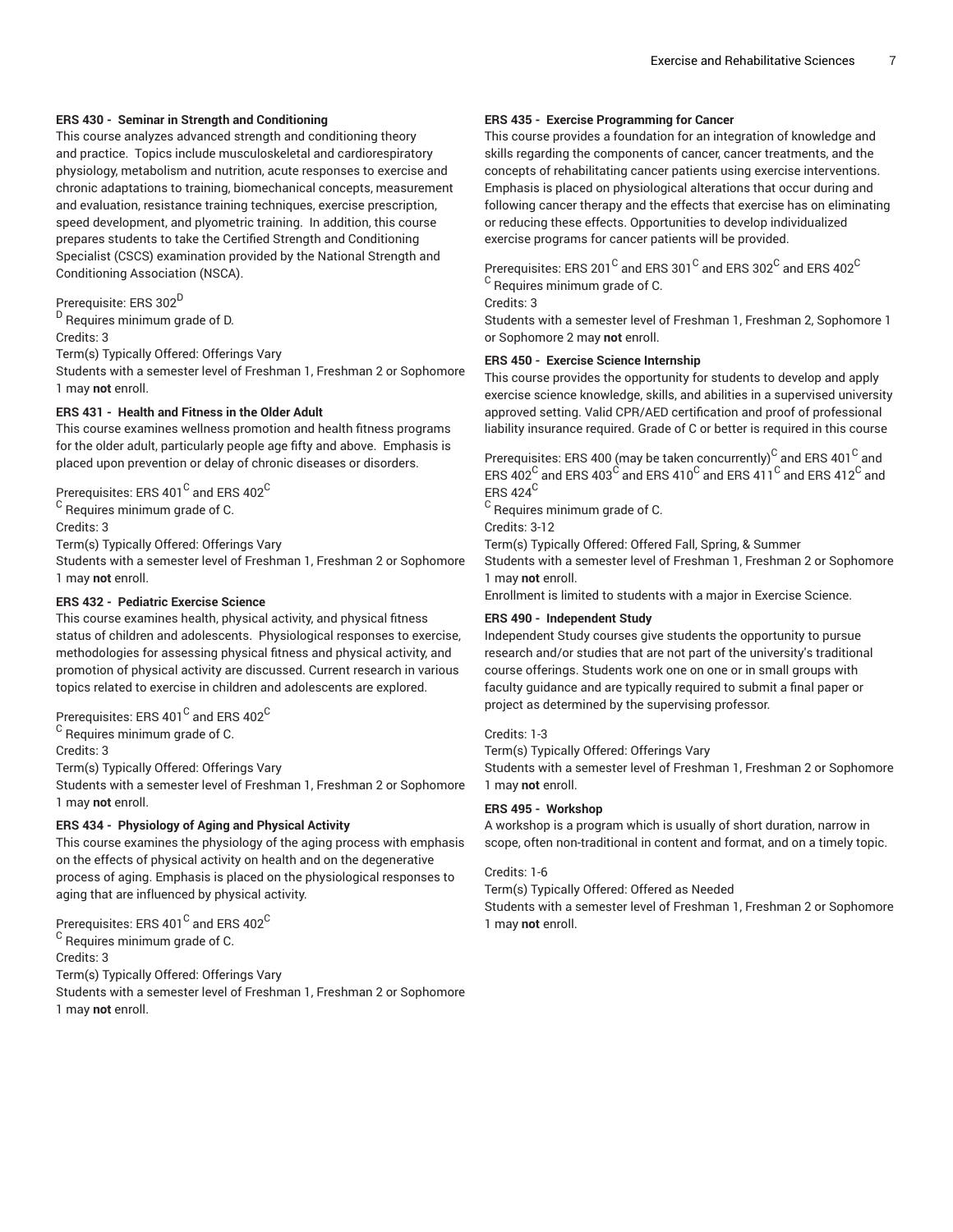**ERS 430 - Seminar in Strength and Conditioning**

This course analyzes advanced strength and conditioning theory and practice. Topics include musculoskeletal and cardiorespiratory physiology, metabolism and nutrition, acute responses to exercise and chronic adaptations to training, biomechanical concepts, measurement and evaluation, resistance training techniques, exercise prescription, speed development, and plyometric training. In addition, this course prepares students to take the Certified Strength and Conditioning Specialist (CSCS) examination provided by the National Strength and Conditioning Association (NSCA).

Prerequisite: ERS 302[D]
[D] Requires minimum grade of D.
Credits: 3
Term(s) Typically Offered: Offerings Vary
Students with a semester level of Freshman 1, Freshman 2 or Sophomore 1 may **not** enroll.

**ERS 431 - Health and Fitness in the Older Adult**

This course examines wellness promotion and health fitness programs for the older adult, particularly people age fifty and above. Emphasis is placed upon prevention or delay of chronic diseases or disorders.

Prerequisites: ERS 401[C] and ERS 402[C]
[C] Requires minimum grade of C.
Credits: 3
Term(s) Typically Offered: Offerings Vary
Students with a semester level of Freshman 1, Freshman 2 or Sophomore 1 may **not** enroll.

**ERS 432 - Pediatric Exercise Science**

This course examines health, physical activity, and physical fitness status of children and adolescents. Physiological responses to exercise, methodologies for assessing physical fitness and physical activity, and promotion of physical activity are discussed. Current research in various topics related to exercise in children and adolescents are explored.

Prerequisites: ERS 401[C] and ERS 402[C]
[C] Requires minimum grade of C.
Credits: 3
Term(s) Typically Offered: Offerings Vary
Students with a semester level of Freshman 1, Freshman 2 or Sophomore 1 may **not** enroll.

**ERS 434 - Physiology of Aging and Physical Activity**

This course examines the physiology of the aging process with emphasis on the effects of physical activity on health and on the degenerative process of aging. Emphasis is placed on the physiological responses to aging that are influenced by physical activity.

Prerequisites: ERS 401[C] and ERS 402[C]
[C] Requires minimum grade of C.
Credits: 3
Term(s) Typically Offered: Offerings Vary
Students with a semester level of Freshman 1, Freshman 2 or Sophomore 1 may **not** enroll.

**ERS 435 - Exercise Programming for Cancer**

This course provides a foundation for an integration of knowledge and skills regarding the components of cancer, cancer treatments, and the concepts of rehabilitating cancer patients using exercise interventions. Emphasis is placed on physiological alterations that occur during and following cancer therapy and the effects that exercise has on eliminating or reducing these effects. Opportunities to develop individualized exercise programs for cancer patients will be provided.

Prerequisites: ERS 201[C] and ERS 301[C] and ERS 302[C] and ERS 402[C]
[C] Requires minimum grade of C.
Credits: 3
Students with a semester level of Freshman 1, Freshman 2, Sophomore 1 or Sophomore 2 may **not** enroll.

**ERS 450 - Exercise Science Internship**

This course provides the opportunity for students to develop and apply exercise science knowledge, skills, and abilities in a supervised university approved setting. Valid CPR/AED certification and proof of professional liability insurance required. Grade of C or better is required in this course

Prerequisites: ERS 400 (may be taken concurrently)[C] and ERS 401[C] and ERS 402[C] and ERS 403[C] and ERS 410[C] and ERS 411[C] and ERS 412[C] and ERS 424[C]
[C] Requires minimum grade of C.
Credits: 3-12
Term(s) Typically Offered: Offered Fall, Spring, & Summer
Students with a semester level of Freshman 1, Freshman 2 or Sophomore 1 may **not** enroll.
Enrollment is limited to students with a major in Exercise Science.

**ERS 490 - Independent Study**

Independent Study courses give students the opportunity to pursue research and/or studies that are not part of the university's traditional course offerings. Students work one on one or in small groups with faculty guidance and are typically required to submit a final paper or project as determined by the supervising professor.

Credits: 1-3
Term(s) Typically Offered: Offerings Vary
Students with a semester level of Freshman 1, Freshman 2 or Sophomore 1 may **not** enroll.

**ERS 495 - Workshop**

A workshop is a program which is usually of short duration, narrow in scope, often non-traditional in content and format, and on a timely topic.

Credits: 1-6
Term(s) Typically Offered: Offered as Needed
Students with a semester level of Freshman 1, Freshman 2 or Sophomore 1 may **not** enroll.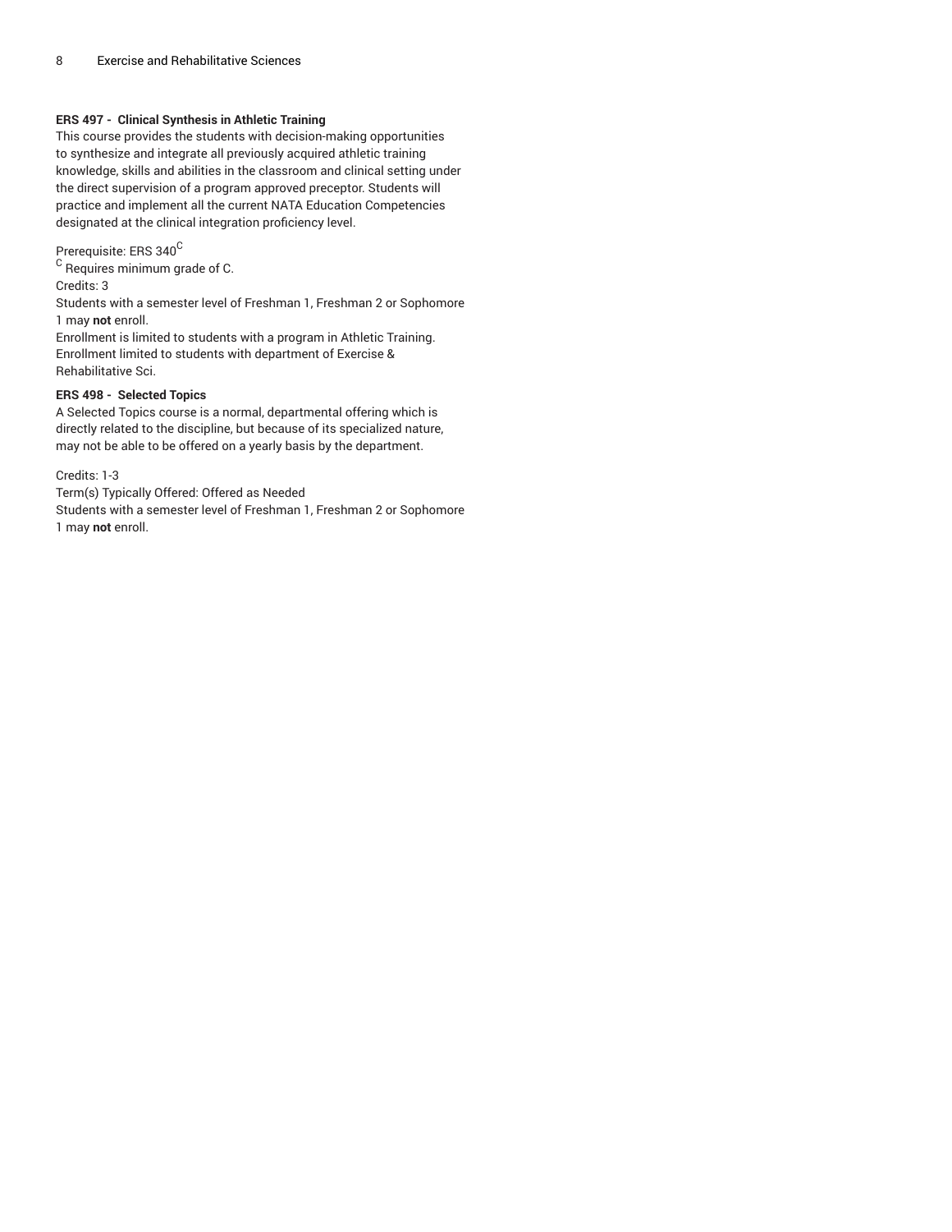**ERS 497 - Clinical Synthesis in Athletic Training**

This course provides the students with decision-making opportunities to synthesize and integrate all previously acquired athletic training knowledge, skills and abilities in the classroom and clinical setting under the direct supervision of a program approved preceptor. Students will practice and implement all the current NATA Education Competencies designated at the clinical integration proficiency level.

Prerequisite: ERS 340[C]

[C] Requires minimum grade of C.

Credits: 3

Students with a semester level of Freshman 1, Freshman 2 or Sophomore 1 may **not** enroll.

Enrollment is limited to students with a program in Athletic Training.

Enrollment limited to students with department of Exercise & Rehabilitative Sci.

**ERS 498 - Selected Topics**

A Selected Topics course is a normal, departmental offering which is directly related to the discipline, but because of its specialized nature, may not be able to be offered on a yearly basis by the department.

Credits: 1-3

Term(s) Typically Offered: Offered as Needed

Students with a semester level of Freshman 1, Freshman 2 or Sophomore 1 may **not** enroll.